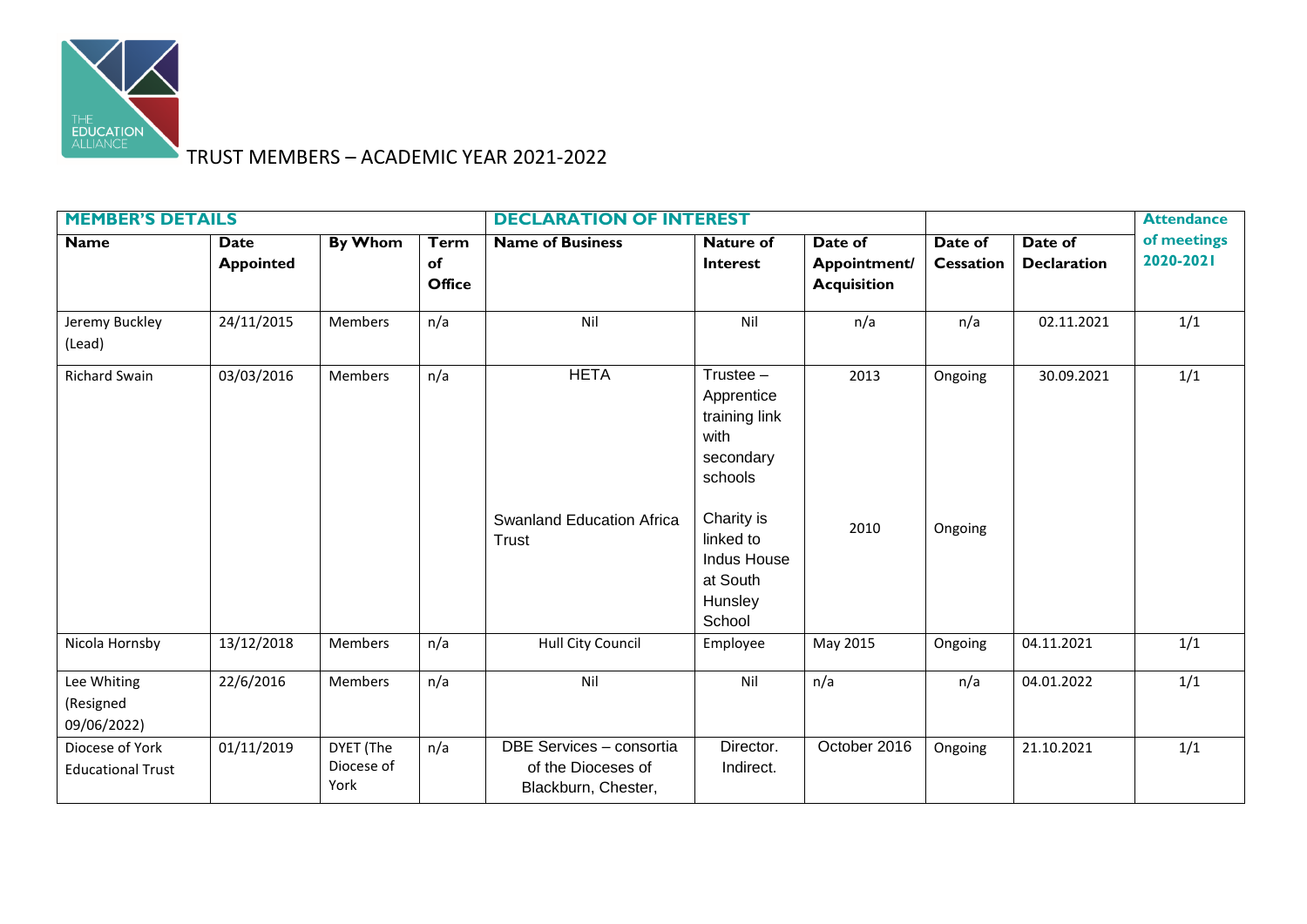# TRUST MEMBERS – ACADEMIC YEAR 2021-2022

| MEMBER'S DETAILS | | | | DECLARATION OF INTEREST | | | | | Attendance of meetings 2020-2021 |
|---|---|---|---|---|---|---|---|---|---|
| Name | Date Appointed | By Whom | Term of Office | Name of Business | Nature of Interest | Date of Appointment/ Acquisition | Date of Cessation | Date of Declaration | |
| Jeremy Buckley (Lead) | 24/11/2015 | Members | n/a | Nil | Nil | n/a | n/a | 02.11.2021 | 1/1 |
| Richard Swain | 03/03/2016 | Members | n/a | HETA<br><br>Swanland Education Africa Trust | Trustee – Apprentice training link with secondary schools<br><br>Charity is linked to Indus House at South Hunsley School | 2013<br><br>2010 | Ongoing<br><br>Ongoing | 30.09.2021 | 1/1 |
| Nicola Hornsby | 13/12/2018 | Members | n/a | Hull City Council | Employee | May 2015 | Ongoing | 04.11.2021 | 1/1 |
| Lee Whiting (Resigned 09/06/2022) | 22/6/2016 | Members | n/a | Nil | Nil | n/a | n/a | 04.01.2022 | 1/1 |
| Diocese of York Educational Trust | 01/11/2019 | DYET (The Diocese of York | n/a | DBE Services – consortia of the Dioceses of Blackburn, Chester, | Director. Indirect. | October 2016 | Ongoing | 21.10.2021 | 1/1 |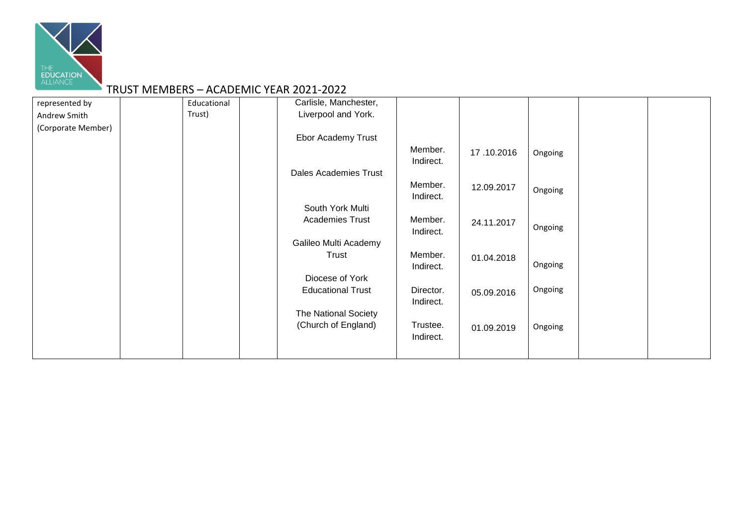TRUST MEMBERS – ACADEMIC YEAR 2021-2022

| | | | | | | | | | |
|---|---|---|---|---|---|---|---|---|---|
| represented by Andrew Smith (Corporate Member) | | Educational Trust) | | Carlisle, Manchester, Liverpool and York. | | | | | |
| | | | | Ebor Academy Trust | Member. Indirect. | 17 .10.2016 | Ongoing | | |
| | | | | Dales Academies Trust | Member. Indirect. | 12.09.2017 | Ongoing | | |
| | | | | South York Multi Academies Trust | Member. Indirect. | 24.11.2017 | Ongoing | | |
| | | | | Galileo Multi Academy Trust | Member. Indirect. | 01.04.2018 | Ongoing | | |
| | | | | Diocese of York Educational Trust | Director. Indirect. | 05.09.2016 | Ongoing | | |
| | | | | The National Society (Church of England) | Trustee. Indirect. | 01.09.2019 | Ongoing | | |